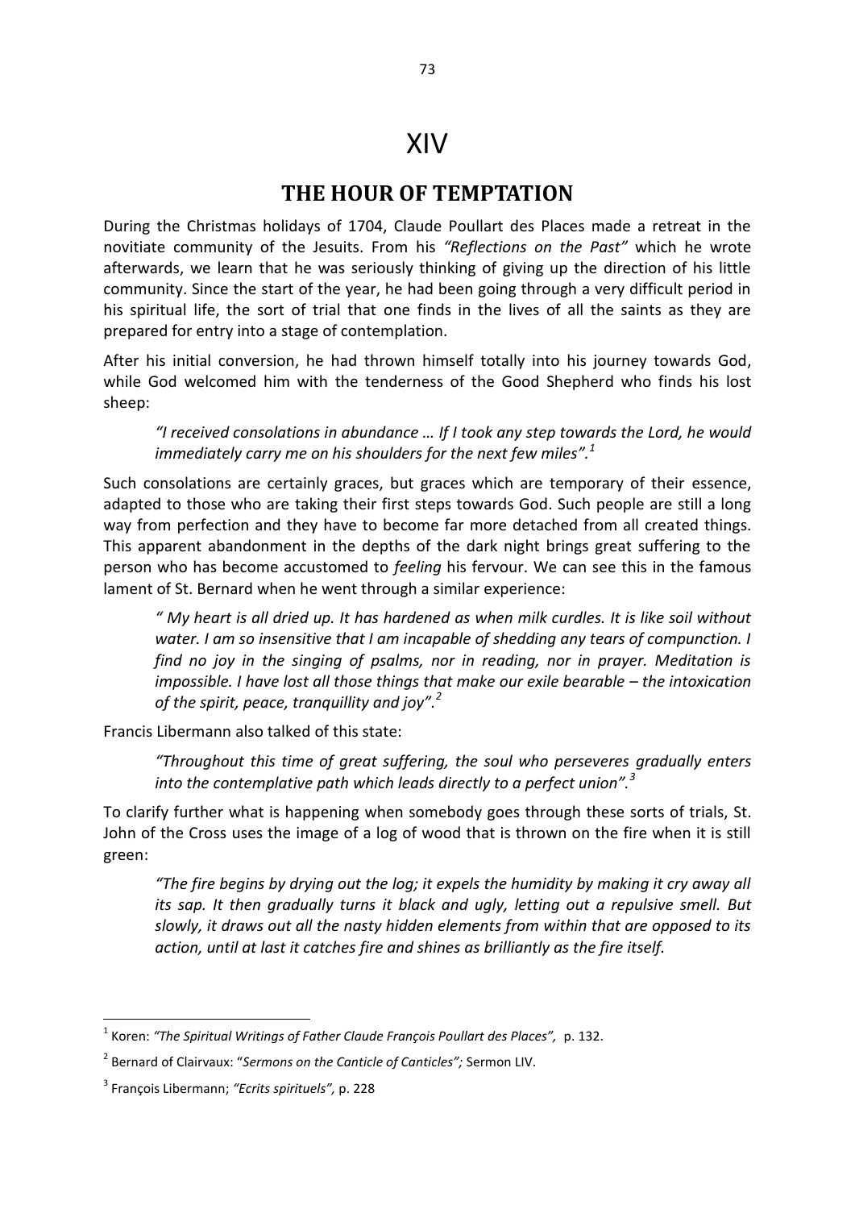# XIV

## THE HOUR OF TEMPTATION

During the Christmas holidays of 1704, Claude Poullart des Places made a retreat in the novitiate community of the Jesuits. From his *"Reflections on the Past"* which he wrote afterwards, we learn that he was seriously thinking of giving up the direction of his little community. Since the start of the year, he had been going through a very difficult period in his spiritual life, the sort of trial that one finds in the lives of all the saints as they are prepared for entry into a stage of contemplation.

After his initial conversion, he had thrown himself totally into his journey towards God, while God welcomed him with the tenderness of the Good Shepherd who finds his lost sheep:

> *"I received consolations in abundance … If I took any step towards the Lord, he would immediately carry me on his shoulders for the next few miles".*[1]

Such consolations are certainly graces, but graces which are temporary of their essence, adapted to those who are taking their first steps towards God. Such people are still a long way from perfection and they have to become far more detached from all created things. This apparent abandonment in the depths of the dark night brings great suffering to the person who has become accustomed to *feeling* his fervour. We can see this in the famous lament of St. Bernard when he went through a similar experience:

> *" My heart is all dried up. It has hardened as when milk curdles. It is like soil without water. I am so insensitive that I am incapable of shedding any tears of compunction. I find no joy in the singing of psalms, nor in reading, nor in prayer. Meditation is impossible. I have lost all those things that make our exile bearable – the intoxication of the spirit, peace, tranquillity and joy".*[2]

Francis Libermann also talked of this state:

> *"Throughout this time of great suffering, the soul who perseveres gradually enters into the contemplative path which leads directly to a perfect union".*[3]

To clarify further what is happening when somebody goes through these sorts of trials, St. John of the Cross uses the image of a log of wood that is thrown on the fire when it is still green:

> *"The fire begins by drying out the log; it expels the humidity by making it cry away all its sap. It then gradually turns it black and ugly, letting out a repulsive smell. But slowly, it draws out all the nasty hidden elements from within that are opposed to its action, until at last it catches fire and shines as brilliantly as the fire itself.*

---

[1] Koren: *"The Spiritual Writings of Father Claude François Poullart des Places",* p. 132.

[2] Bernard of Clairvaux: "*Sermons on the Canticle of Canticles";* Sermon LIV.

[3] François Libermann; *"Ecrits spirituels",* p. 228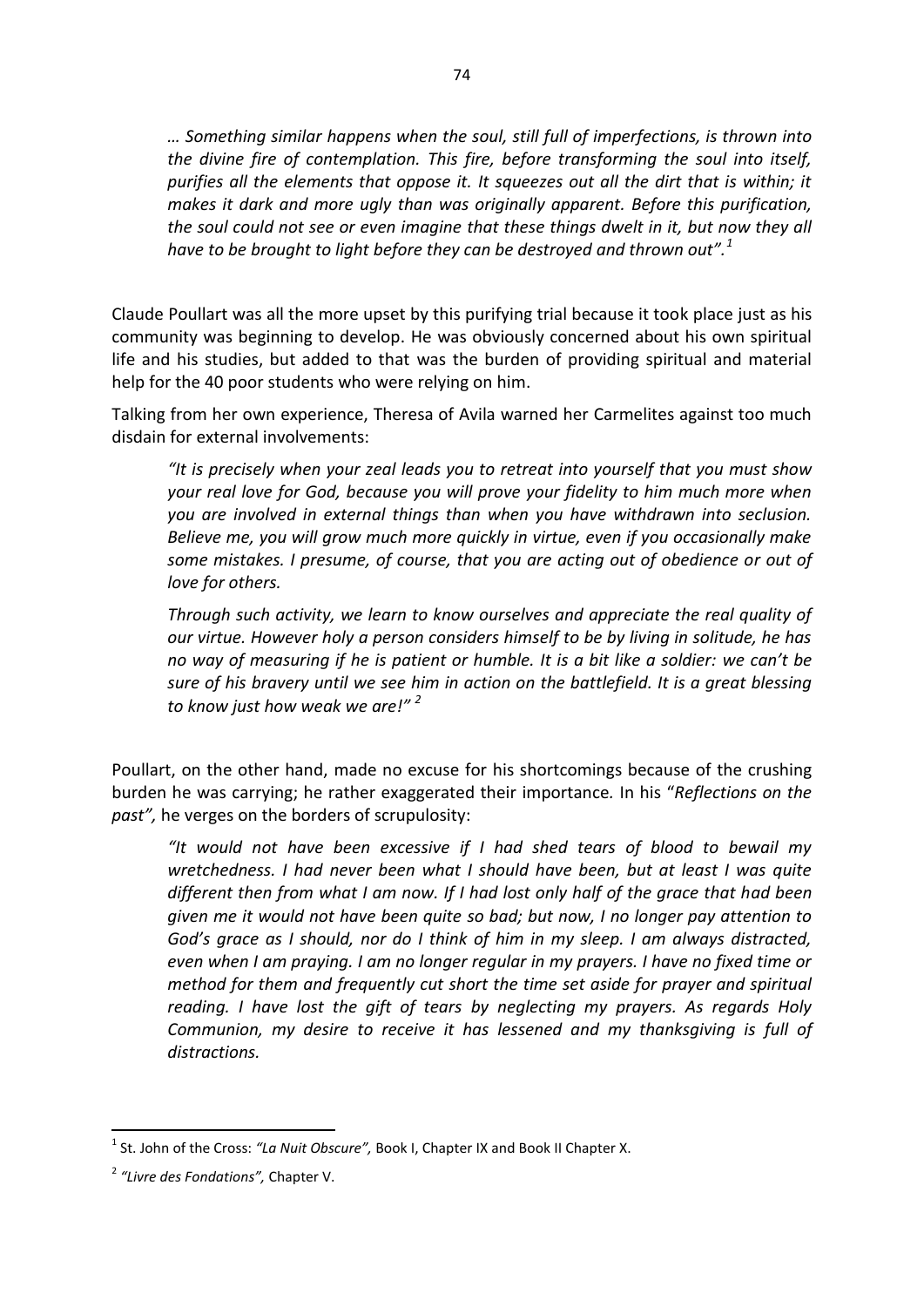*… Something similar happens when the soul, still full of imperfections, is thrown into the divine fire of contemplation. This fire, before transforming the soul into itself, purifies all the elements that oppose it. It squeezes out all the dirt that is within; it makes it dark and more ugly than was originally apparent. Before this purification, the soul could not see or even imagine that these things dwelt in it, but now they all have to be brought to light before they can be destroyed and thrown out".*[1]

Claude Poullart was all the more upset by this purifying trial because it took place just as his community was beginning to develop. He was obviously concerned about his own spiritual life and his studies, but added to that was the burden of providing spiritual and material help for the 40 poor students who were relying on him.

Talking from her own experience, Theresa of Avila warned her Carmelites against too much disdain for external involvements:

> *"It is precisely when your zeal leads you to retreat into yourself that you must show your real love for God, because you will prove your fidelity to him much more when you are involved in external things than when you have withdrawn into seclusion. Believe me, you will grow much more quickly in virtue, even if you occasionally make some mistakes. I presume, of course, that you are acting out of obedience or out of love for others.*
>
> *Through such activity, we learn to know ourselves and appreciate the real quality of our virtue. However holy a person considers himself to be by living in solitude, he has no way of measuring if he is patient or humble. It is a bit like a soldier: we can't be sure of his bravery until we see him in action on the battlefield. It is a great blessing to know just how weak we are!"* [2]

Poullart, on the other hand, made no excuse for his shortcomings because of the crushing burden he was carrying; he rather exaggerated their importance. In his "*Reflections on the past",* he verges on the borders of scrupulosity:

> *"It would not have been excessive if I had shed tears of blood to bewail my wretchedness. I had never been what I should have been, but at least I was quite different then from what I am now. If I had lost only half of the grace that had been given me it would not have been quite so bad; but now, I no longer pay attention to God's grace as I should, nor do I think of him in my sleep. I am always distracted, even when I am praying. I am no longer regular in my prayers. I have no fixed time or method for them and frequently cut short the time set aside for prayer and spiritual reading. I have lost the gift of tears by neglecting my prayers. As regards Holy Communion, my desire to receive it has lessened and my thanksgiving is full of distractions.*

---

[1] St. John of the Cross: *"La Nuit Obscure",* Book I, Chapter IX and Book II Chapter X.

[2] *"Livre des Fondations",* Chapter V.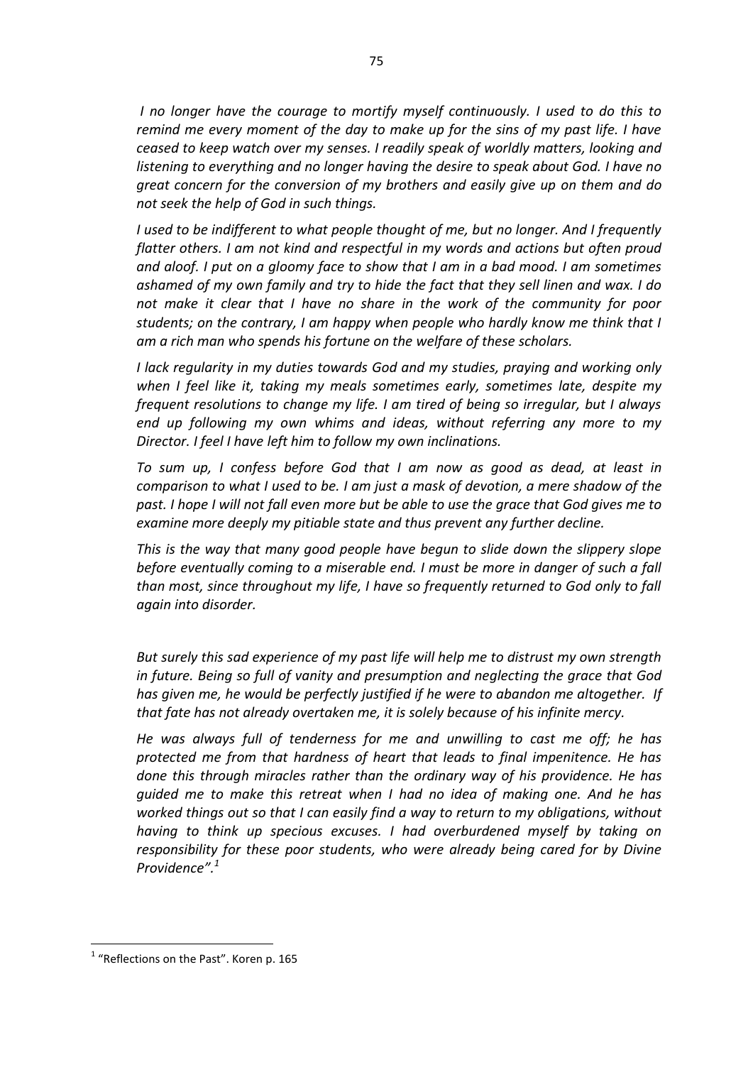*I no longer have the courage to mortify myself continuously. I used to do this to remind me every moment of the day to make up for the sins of my past life. I have ceased to keep watch over my senses. I readily speak of worldly matters, looking and listening to everything and no longer having the desire to speak about God. I have no great concern for the conversion of my brothers and easily give up on them and do not seek the help of God in such things.*

*I used to be indifferent to what people thought of me, but no longer. And I frequently flatter others. I am not kind and respectful in my words and actions but often proud and aloof. I put on a gloomy face to show that I am in a bad mood. I am sometimes ashamed of my own family and try to hide the fact that they sell linen and wax. I do not make it clear that I have no share in the work of the community for poor students; on the contrary, I am happy when people who hardly know me think that I am a rich man who spends his fortune on the welfare of these scholars.*

*I lack regularity in my duties towards God and my studies, praying and working only when I feel like it, taking my meals sometimes early, sometimes late, despite my frequent resolutions to change my life. I am tired of being so irregular, but I always end up following my own whims and ideas, without referring any more to my Director. I feel I have left him to follow my own inclinations.*

*To sum up, I confess before God that I am now as good as dead, at least in comparison to what I used to be. I am just a mask of devotion, a mere shadow of the past. I hope I will not fall even more but be able to use the grace that God gives me to examine more deeply my pitiable state and thus prevent any further decline.*

*This is the way that many good people have begun to slide down the slippery slope before eventually coming to a miserable end. I must be more in danger of such a fall than most, since throughout my life, I have so frequently returned to God only to fall again into disorder.*

*But surely this sad experience of my past life will help me to distrust my own strength in future. Being so full of vanity and presumption and neglecting the grace that God has given me, he would be perfectly justified if he were to abandon me altogether. If that fate has not already overtaken me, it is solely because of his infinite mercy.*

*He was always full of tenderness for me and unwilling to cast me off; he has protected me from that hardness of heart that leads to final impenitence. He has done this through miracles rather than the ordinary way of his providence. He has guided me to make this retreat when I had no idea of making one. And he has worked things out so that I can easily find a way to return to my obligations, without having to think up specious excuses. I had overburdened myself by taking on responsibility for these poor students, who were already being cared for by Divine Providence".*[1]

---

[1] "Reflections on the Past". Koren p. 165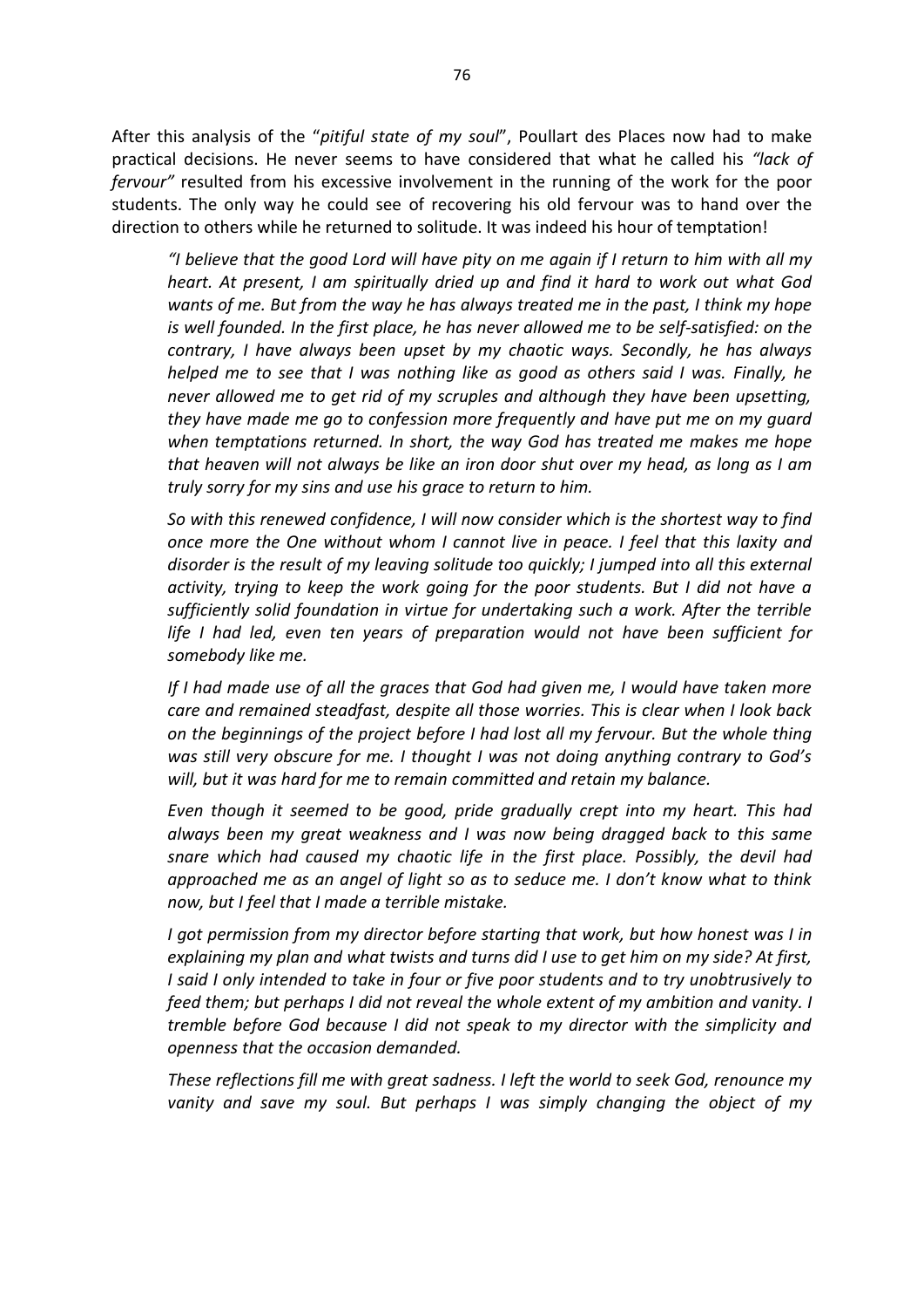After this analysis of the "*pitiful state of my soul*", Poullart des Places now had to make practical decisions. He never seems to have considered that what he called his *"lack of fervour"* resulted from his excessive involvement in the running of the work for the poor students. The only way he could see of recovering his old fervour was to hand over the direction to others while he returned to solitude. It was indeed his hour of temptation!

> *"I believe that the good Lord will have pity on me again if I return to him with all my heart. At present, I am spiritually dried up and find it hard to work out what God wants of me. But from the way he has always treated me in the past, I think my hope is well founded. In the first place, he has never allowed me to be self-satisfied: on the contrary, I have always been upset by my chaotic ways. Secondly, he has always helped me to see that I was nothing like as good as others said I was. Finally, he never allowed me to get rid of my scruples and although they have been upsetting, they have made me go to confession more frequently and have put me on my guard when temptations returned. In short, the way God has treated me makes me hope that heaven will not always be like an iron door shut over my head, as long as I am truly sorry for my sins and use his grace to return to him.*
>
> *So with this renewed confidence, I will now consider which is the shortest way to find once more the One without whom I cannot live in peace. I feel that this laxity and disorder is the result of my leaving solitude too quickly; I jumped into all this external activity, trying to keep the work going for the poor students. But I did not have a sufficiently solid foundation in virtue for undertaking such a work. After the terrible life I had led, even ten years of preparation would not have been sufficient for somebody like me.*
>
> *If I had made use of all the graces that God had given me, I would have taken more care and remained steadfast, despite all those worries. This is clear when I look back on the beginnings of the project before I had lost all my fervour. But the whole thing was still very obscure for me. I thought I was not doing anything contrary to God's will, but it was hard for me to remain committed and retain my balance.*
>
> *Even though it seemed to be good, pride gradually crept into my heart. This had always been my great weakness and I was now being dragged back to this same snare which had caused my chaotic life in the first place. Possibly, the devil had approached me as an angel of light so as to seduce me. I don't know what to think now, but I feel that I made a terrible mistake.*
>
> *I got permission from my director before starting that work, but how honest was I in explaining my plan and what twists and turns did I use to get him on my side? At first, I said I only intended to take in four or five poor students and to try unobtrusively to feed them; but perhaps I did not reveal the whole extent of my ambition and vanity. I tremble before God because I did not speak to my director with the simplicity and openness that the occasion demanded.*
>
> *These reflections fill me with great sadness. I left the world to seek God, renounce my vanity and save my soul. But perhaps I was simply changing the object of my*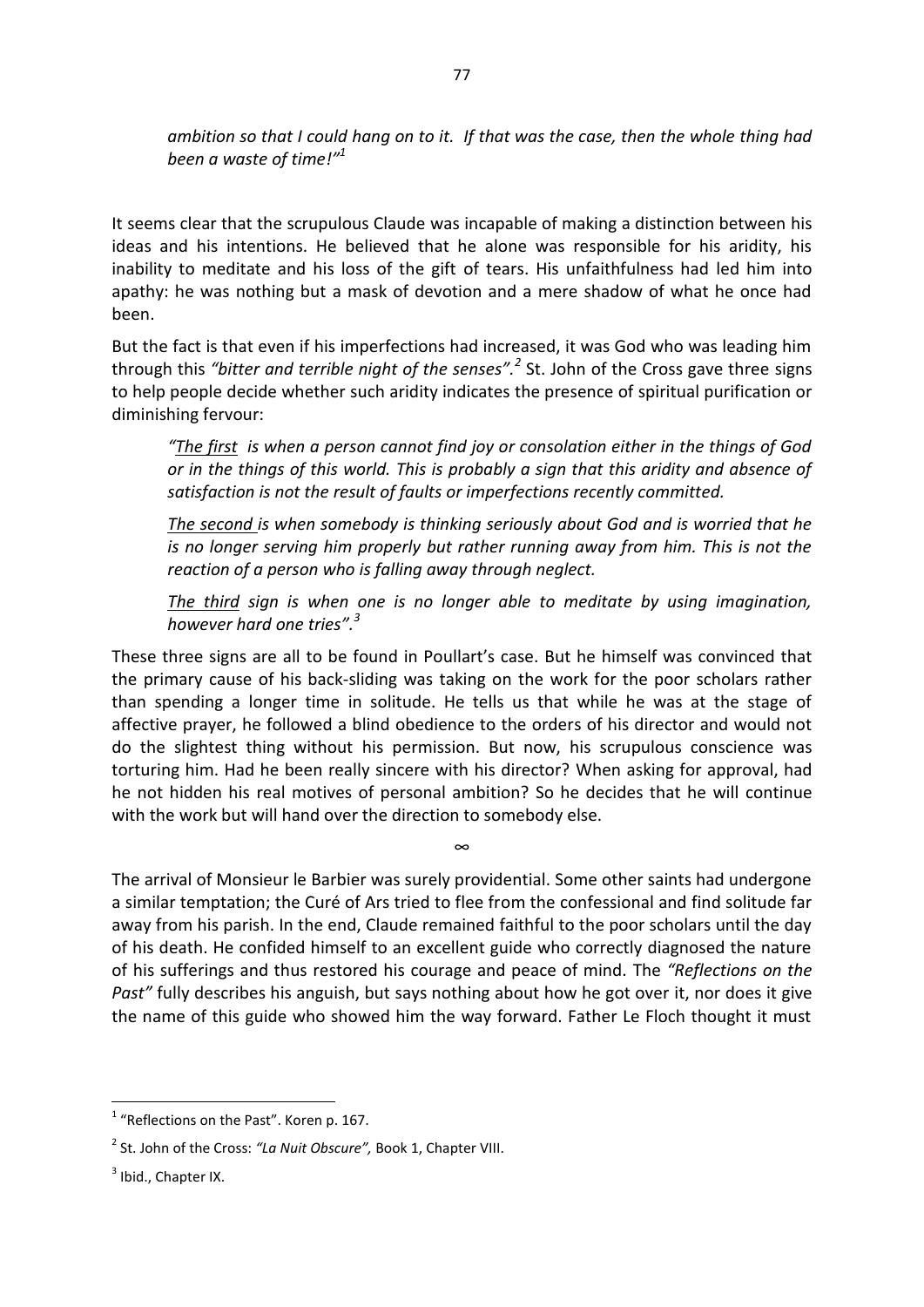*ambition so that I could hang on to it. If that was the case, then the whole thing had been a waste of time!"*[1]

It seems clear that the scrupulous Claude was incapable of making a distinction between his ideas and his intentions. He believed that he alone was responsible for his aridity, his inability to meditate and his loss of the gift of tears. His unfaithfulness had led him into apathy: he was nothing but a mask of devotion and a mere shadow of what he once had been.

But the fact is that even if his imperfections had increased, it was God who was leading him through this *"bitter and terrible night of the senses".*[2] St. John of the Cross gave three signs to help people decide whether such aridity indicates the presence of spiritual purification or diminishing fervour:

> *"The first is when a person cannot find joy or consolation either in the things of God or in the things of this world. This is probably a sign that this aridity and absence of satisfaction is not the result of faults or imperfections recently committed.*
>
> *The second is when somebody is thinking seriously about God and is worried that he is no longer serving him properly but rather running away from him. This is not the reaction of a person who is falling away through neglect.*
>
> *The third sign is when one is no longer able to meditate by using imagination, however hard one tries".*[3]

These three signs are all to be found in Poullart's case. But he himself was convinced that the primary cause of his back-sliding was taking on the work for the poor scholars rather than spending a longer time in solitude. He tells us that while he was at the stage of affective prayer, he followed a blind obedience to the orders of his director and would not do the slightest thing without his permission. But now, his scrupulous conscience was torturing him. Had he been really sincere with his director? When asking for approval, had he not hidden his real motives of personal ambition? So he decides that he will continue with the work but will hand over the direction to somebody else.

∞

The arrival of Monsieur le Barbier was surely providential. Some other saints had undergone a similar temptation; the Curé of Ars tried to flee from the confessional and find solitude far away from his parish. In the end, Claude remained faithful to the poor scholars until the day of his death. He confided himself to an excellent guide who correctly diagnosed the nature of his sufferings and thus restored his courage and peace of mind. The *"Reflections on the Past"* fully describes his anguish, but says nothing about how he got over it, nor does it give the name of this guide who showed him the way forward. Father Le Floch thought it must

---

[1] "Reflections on the Past". Koren p. 167.

[2] St. John of the Cross: *"La Nuit Obscure",* Book 1, Chapter VIII.

[3] Ibid., Chapter IX.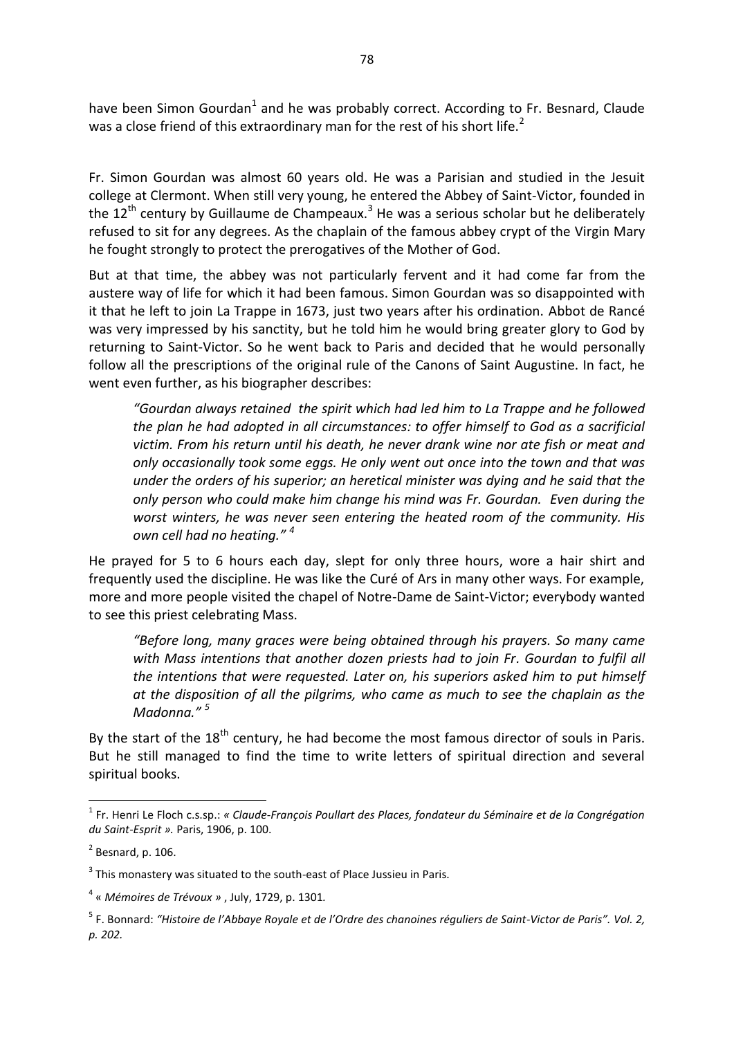have been Simon Gourdan[1] and he was probably correct. According to Fr. Besnard, Claude was a close friend of this extraordinary man for the rest of his short life.[2]

Fr. Simon Gourdan was almost 60 years old. He was a Parisian and studied in the Jesuit college at Clermont. When still very young, he entered the Abbey of Saint-Victor, founded in the 12th century by Guillaume de Champeaux.[3] He was a serious scholar but he deliberately refused to sit for any degrees. As the chaplain of the famous abbey crypt of the Virgin Mary he fought strongly to protect the prerogatives of the Mother of God.

But at that time, the abbey was not particularly fervent and it had come far from the austere way of life for which it had been famous. Simon Gourdan was so disappointed with it that he left to join La Trappe in 1673, just two years after his ordination. Abbot de Rancé was very impressed by his sanctity, but he told him he would bring greater glory to God by returning to Saint-Victor. So he went back to Paris and decided that he would personally follow all the prescriptions of the original rule of the Canons of Saint Augustine. In fact, he went even further, as his biographer describes:

> *"Gourdan always retained the spirit which had led him to La Trappe and he followed the plan he had adopted in all circumstances: to offer himself to God as a sacrificial victim. From his return until his death, he never drank wine nor ate fish or meat and only occasionally took some eggs. He only went out once into the town and that was under the orders of his superior; an heretical minister was dying and he said that the only person who could make him change his mind was Fr. Gourdan. Even during the worst winters, he was never seen entering the heated room of the community. His own cell had no heating."* [4]

He prayed for 5 to 6 hours each day, slept for only three hours, wore a hair shirt and frequently used the discipline. He was like the Curé of Ars in many other ways. For example, more and more people visited the chapel of Notre-Dame de Saint-Victor; everybody wanted to see this priest celebrating Mass.

> *"Before long, many graces were being obtained through his prayers. So many came with Mass intentions that another dozen priests had to join Fr. Gourdan to fulfil all the intentions that were requested. Later on, his superiors asked him to put himself at the disposition of all the pilgrims, who came as much to see the chaplain as the Madonna."* [5]

By the start of the 18th century, he had become the most famous director of souls in Paris. But he still managed to find the time to write letters of spiritual direction and several spiritual books.

---

[1] Fr. Henri Le Floch c.s.sp.: *« Claude-François Poullart des Places, fondateur du Séminaire et de la Congrégation du Saint-Esprit ».* Paris, 1906, p. 100.

[2] Besnard, p. 106.

[3] This monastery was situated to the south-east of Place Jussieu in Paris.

[4] « *Mémoires de Trévoux* » , July, 1729, p. 1301*.*

[5] F. Bonnard: *"Histoire de l'Abbaye Royale et de l'Ordre des chanoines réguliers de Saint-Victor de Paris". Vol. 2, p. 202.*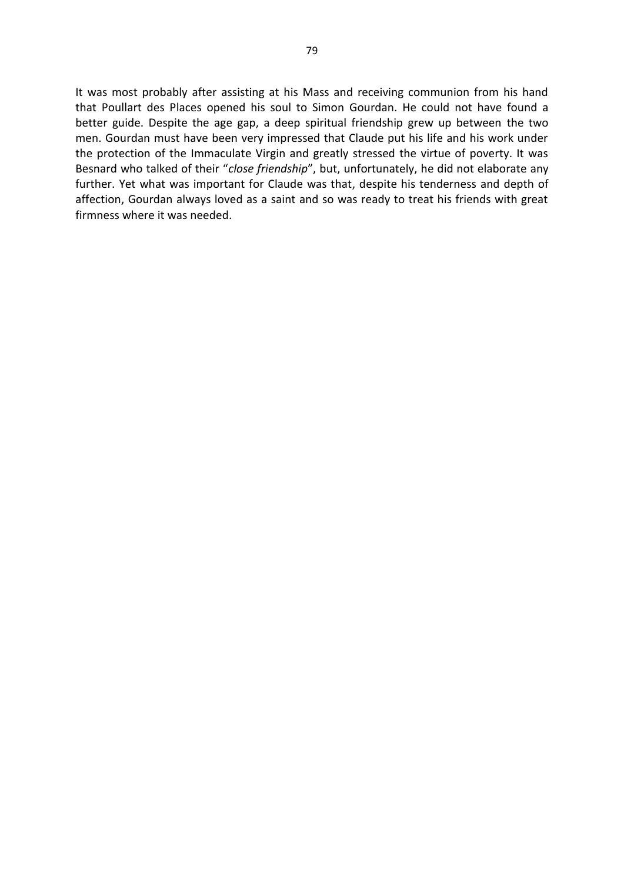It was most probably after assisting at his Mass and receiving communion from his hand that Poullart des Places opened his soul to Simon Gourdan. He could not have found a better guide. Despite the age gap, a deep spiritual friendship grew up between the two men. Gourdan must have been very impressed that Claude put his life and his work under the protection of the Immaculate Virgin and greatly stressed the virtue of poverty. It was Besnard who talked of their "*close friendship*", but, unfortunately, he did not elaborate any further. Yet what was important for Claude was that, despite his tenderness and depth of affection, Gourdan always loved as a saint and so was ready to treat his friends with great firmness where it was needed.